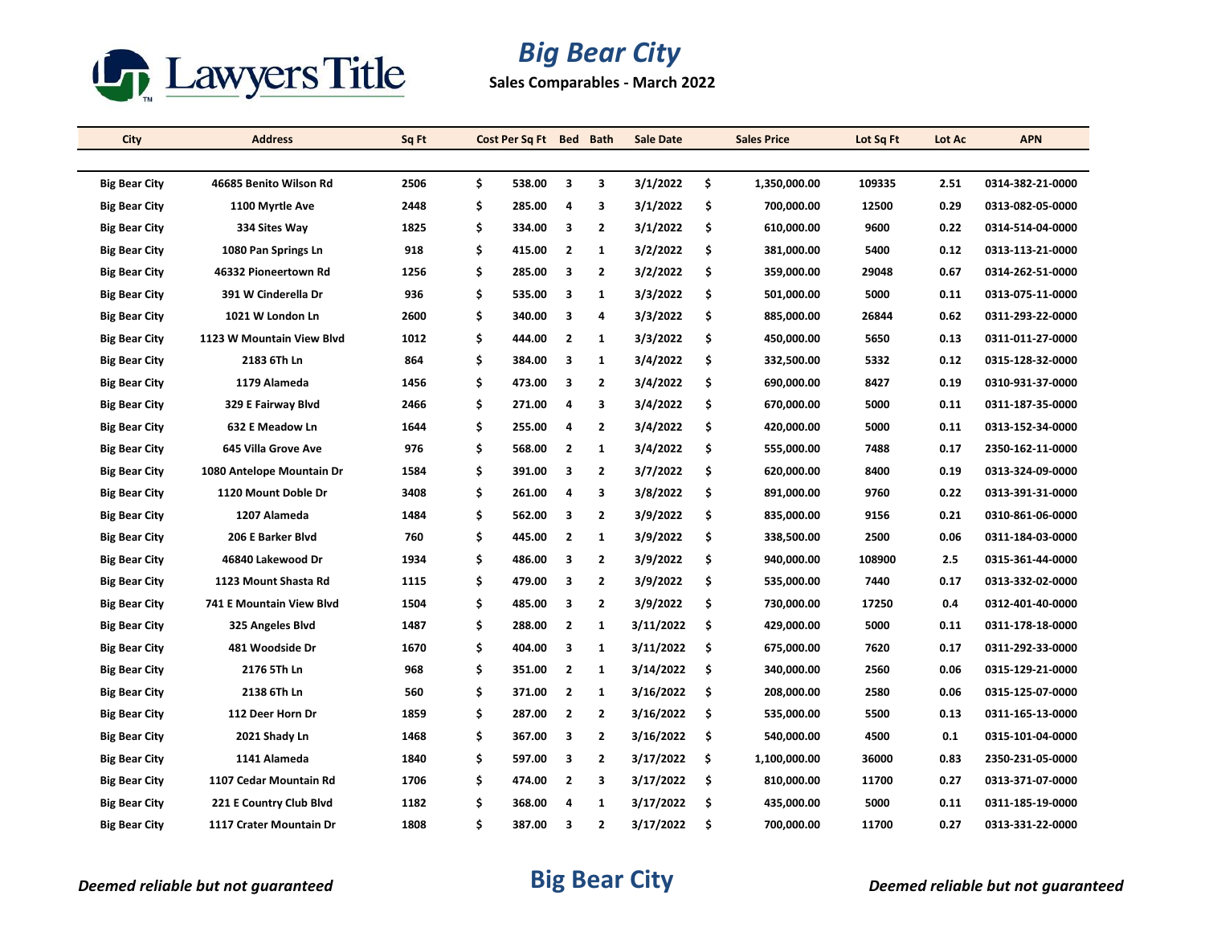Lawyers Title

# Big Bear City

**Sales Comparables - March 2022**

| City | Address | Sq Ft | Cost Per Sq Ft | Bed | Bath | Sale Date | Sales Price | Lot Sq Ft | Lot Ac | APN |
|---|---|---|---|---|---|---|---|---|---|---|
| Big Bear City | 46685 Benito Wilson Rd | 2506 | $ 538.00 | 3 | 3 | 3/1/2022 | $ 1,350,000.00 | 109335 | 2.51 | 0314-382-21-0000 |
| Big Bear City | 1100 Myrtle Ave | 2448 | $ 285.00 | 4 | 3 | 3/1/2022 | $ 700,000.00 | 12500 | 0.29 | 0313-082-05-0000 |
| Big Bear City | 334 Sites Way | 1825 | $ 334.00 | 3 | 2 | 3/1/2022 | $ 610,000.00 | 9600 | 0.22 | 0314-514-04-0000 |
| Big Bear City | 1080 Pan Springs Ln | 918 | $ 415.00 | 2 | 1 | 3/2/2022 | $ 381,000.00 | 5400 | 0.12 | 0313-113-21-0000 |
| Big Bear City | 46332 Pioneertown Rd | 1256 | $ 285.00 | 3 | 2 | 3/2/2022 | $ 359,000.00 | 29048 | 0.67 | 0314-262-51-0000 |
| Big Bear City | 391 W Cinderella Dr | 936 | $ 535.00 | 3 | 1 | 3/3/2022 | $ 501,000.00 | 5000 | 0.11 | 0313-075-11-0000 |
| Big Bear City | 1021 W London Ln | 2600 | $ 340.00 | 3 | 4 | 3/3/2022 | $ 885,000.00 | 26844 | 0.62 | 0311-293-22-0000 |
| Big Bear City | 1123 W Mountain View Blvd | 1012 | $ 444.00 | 2 | 1 | 3/3/2022 | $ 450,000.00 | 5650 | 0.13 | 0311-011-27-0000 |
| Big Bear City | 2183 6Th Ln | 864 | $ 384.00 | 3 | 1 | 3/4/2022 | $ 332,500.00 | 5332 | 0.12 | 0315-128-32-0000 |
| Big Bear City | 1179 Alameda | 1456 | $ 473.00 | 3 | 2 | 3/4/2022 | $ 690,000.00 | 8427 | 0.19 | 0310-931-37-0000 |
| Big Bear City | 329 E Fairway Blvd | 2466 | $ 271.00 | 4 | 3 | 3/4/2022 | $ 670,000.00 | 5000 | 0.11 | 0311-187-35-0000 |
| Big Bear City | 632 E Meadow Ln | 1644 | $ 255.00 | 4 | 2 | 3/4/2022 | $ 420,000.00 | 5000 | 0.11 | 0313-152-34-0000 |
| Big Bear City | 645 Villa Grove Ave | 976 | $ 568.00 | 2 | 1 | 3/4/2022 | $ 555,000.00 | 7488 | 0.17 | 2350-162-11-0000 |
| Big Bear City | 1080 Antelope Mountain Dr | 1584 | $ 391.00 | 3 | 2 | 3/7/2022 | $ 620,000.00 | 8400 | 0.19 | 0313-324-09-0000 |
| Big Bear City | 1120 Mount Doble Dr | 3408 | $ 261.00 | 4 | 3 | 3/8/2022 | $ 891,000.00 | 9760 | 0.22 | 0313-391-31-0000 |
| Big Bear City | 1207 Alameda | 1484 | $ 562.00 | 3 | 2 | 3/9/2022 | $ 835,000.00 | 9156 | 0.21 | 0310-861-06-0000 |
| Big Bear City | 206 E Barker Blvd | 760 | $ 445.00 | 2 | 1 | 3/9/2022 | $ 338,500.00 | 2500 | 0.06 | 0311-184-03-0000 |
| Big Bear City | 46840 Lakewood Dr | 1934 | $ 486.00 | 3 | 2 | 3/9/2022 | $ 940,000.00 | 108900 | 2.5 | 0315-361-44-0000 |
| Big Bear City | 1123 Mount Shasta Rd | 1115 | $ 479.00 | 3 | 2 | 3/9/2022 | $ 535,000.00 | 7440 | 0.17 | 0313-332-02-0000 |
| Big Bear City | 741 E Mountain View Blvd | 1504 | $ 485.00 | 3 | 2 | 3/9/2022 | $ 730,000.00 | 17250 | 0.4 | 0312-401-40-0000 |
| Big Bear City | 325 Angeles Blvd | 1487 | $ 288.00 | 2 | 1 | 3/11/2022 | $ 429,000.00 | 5000 | 0.11 | 0311-178-18-0000 |
| Big Bear City | 481 Woodside Dr | 1670 | $ 404.00 | 3 | 1 | 3/11/2022 | $ 675,000.00 | 7620 | 0.17 | 0311-292-33-0000 |
| Big Bear City | 2176 5Th Ln | 968 | $ 351.00 | 2 | 1 | 3/14/2022 | $ 340,000.00 | 2560 | 0.06 | 0315-129-21-0000 |
| Big Bear City | 2138 6Th Ln | 560 | $ 371.00 | 2 | 1 | 3/16/2022 | $ 208,000.00 | 2580 | 0.06 | 0315-125-07-0000 |
| Big Bear City | 112 Deer Horn Dr | 1859 | $ 287.00 | 2 | 2 | 3/16/2022 | $ 535,000.00 | 5500 | 0.13 | 0311-165-13-0000 |
| Big Bear City | 2021 Shady Ln | 1468 | $ 367.00 | 3 | 2 | 3/16/2022 | $ 540,000.00 | 4500 | 0.1 | 0315-101-04-0000 |
| Big Bear City | 1141 Alameda | 1840 | $ 597.00 | 3 | 2 | 3/17/2022 | $ 1,100,000.00 | 36000 | 0.83 | 2350-231-05-0000 |
| Big Bear City | 1107 Cedar Mountain Rd | 1706 | $ 474.00 | 2 | 3 | 3/17/2022 | $ 810,000.00 | 11700 | 0.27 | 0313-371-07-0000 |
| Big Bear City | 221 E Country Club Blvd | 1182 | $ 368.00 | 4 | 1 | 3/17/2022 | $ 435,000.00 | 5000 | 0.11 | 0311-185-19-0000 |
| Big Bear City | 1117 Crater Mountain Dr | 1808 | $ 387.00 | 3 | 2 | 3/17/2022 | $ 700,000.00 | 11700 | 0.27 | 0313-331-22-0000 |

*Deemed reliable but not guaranteed*

**Big Bear City**

*Deemed reliable but not guaranteed*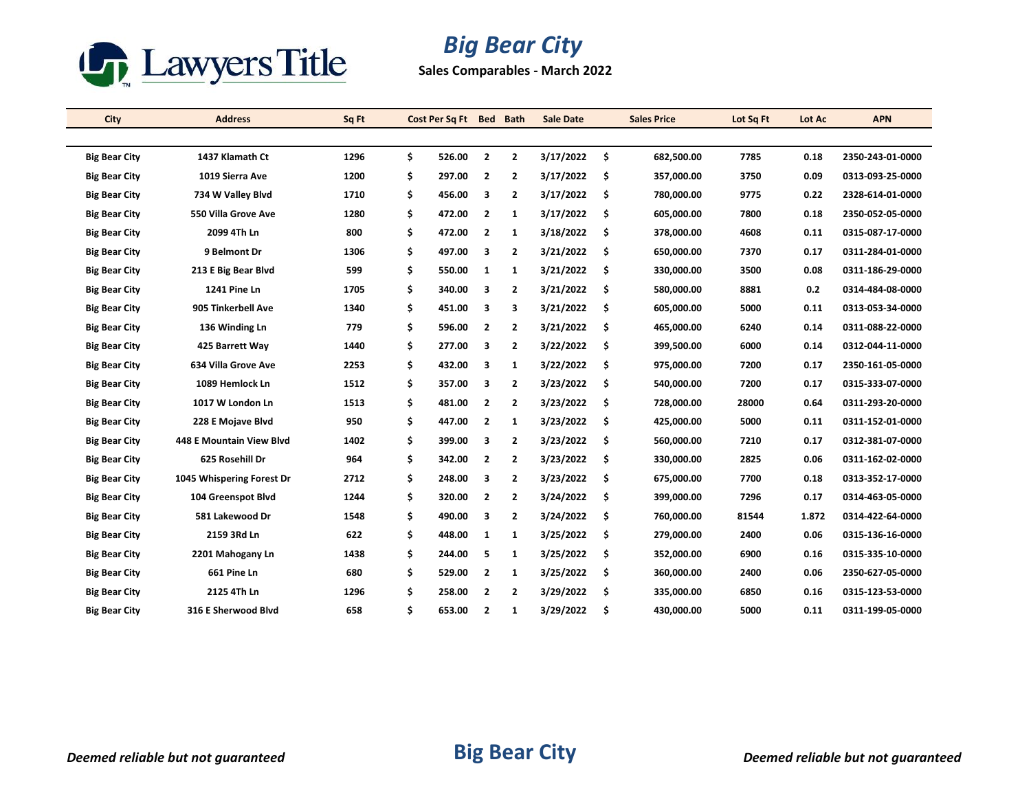Lawyers Title

# Big Bear City

**Sales Comparables - March 2022**

| City | Address | Sq Ft | Cost Per Sq Ft | Bed | Bath | Sale Date | Sales Price | Lot Sq Ft | Lot Ac | APN |
|---|---|---|---|---|---|---|---|---|---|---|
| Big Bear City | 1437 Klamath Ct | 1296 | $ 526.00 | 2 | 2 | 3/17/2022 | $ 682,500.00 | 7785 | 0.18 | 2350-243-01-0000 |
| Big Bear City | 1019 Sierra Ave | 1200 | $ 297.00 | 2 | 2 | 3/17/2022 | $ 357,000.00 | 3750 | 0.09 | 0313-093-25-0000 |
| Big Bear City | 734 W Valley Blvd | 1710 | $ 456.00 | 3 | 2 | 3/17/2022 | $ 780,000.00 | 9775 | 0.22 | 2328-614-01-0000 |
| Big Bear City | 550 Villa Grove Ave | 1280 | $ 472.00 | 2 | 1 | 3/17/2022 | $ 605,000.00 | 7800 | 0.18 | 2350-052-05-0000 |
| Big Bear City | 2099 4Th Ln | 800 | $ 472.00 | 2 | 1 | 3/18/2022 | $ 378,000.00 | 4608 | 0.11 | 0315-087-17-0000 |
| Big Bear City | 9 Belmont Dr | 1306 | $ 497.00 | 3 | 2 | 3/21/2022 | $ 650,000.00 | 7370 | 0.17 | 0311-284-01-0000 |
| Big Bear City | 213 E Big Bear Blvd | 599 | $ 550.00 | 1 | 1 | 3/21/2022 | $ 330,000.00 | 3500 | 0.08 | 0311-186-29-0000 |
| Big Bear City | 1241 Pine Ln | 1705 | $ 340.00 | 3 | 2 | 3/21/2022 | $ 580,000.00 | 8881 | 0.2 | 0314-484-08-0000 |
| Big Bear City | 905 Tinkerbell Ave | 1340 | $ 451.00 | 3 | 3 | 3/21/2022 | $ 605,000.00 | 5000 | 0.11 | 0313-053-34-0000 |
| Big Bear City | 136 Winding Ln | 779 | $ 596.00 | 2 | 2 | 3/21/2022 | $ 465,000.00 | 6240 | 0.14 | 0311-088-22-0000 |
| Big Bear City | 425 Barrett Way | 1440 | $ 277.00 | 3 | 2 | 3/22/2022 | $ 399,500.00 | 6000 | 0.14 | 0312-044-11-0000 |
| Big Bear City | 634 Villa Grove Ave | 2253 | $ 432.00 | 3 | 1 | 3/22/2022 | $ 975,000.00 | 7200 | 0.17 | 2350-161-05-0000 |
| Big Bear City | 1089 Hemlock Ln | 1512 | $ 357.00 | 3 | 2 | 3/23/2022 | $ 540,000.00 | 7200 | 0.17 | 0315-333-07-0000 |
| Big Bear City | 1017 W London Ln | 1513 | $ 481.00 | 2 | 2 | 3/23/2022 | $ 728,000.00 | 28000 | 0.64 | 0311-293-20-0000 |
| Big Bear City | 228 E Mojave Blvd | 950 | $ 447.00 | 2 | 1 | 3/23/2022 | $ 425,000.00 | 5000 | 0.11 | 0311-152-01-0000 |
| Big Bear City | 448 E Mountain View Blvd | 1402 | $ 399.00 | 3 | 2 | 3/23/2022 | $ 560,000.00 | 7210 | 0.17 | 0312-381-07-0000 |
| Big Bear City | 625 Rosehill Dr | 964 | $ 342.00 | 2 | 2 | 3/23/2022 | $ 330,000.00 | 2825 | 0.06 | 0311-162-02-0000 |
| Big Bear City | 1045 Whispering Forest Dr | 2712 | $ 248.00 | 3 | 2 | 3/23/2022 | $ 675,000.00 | 7700 | 0.18 | 0313-352-17-0000 |
| Big Bear City | 104 Greenspot Blvd | 1244 | $ 320.00 | 2 | 2 | 3/24/2022 | $ 399,000.00 | 7296 | 0.17 | 0314-463-05-0000 |
| Big Bear City | 581 Lakewood Dr | 1548 | $ 490.00 | 3 | 2 | 3/24/2022 | $ 760,000.00 | 81544 | 1.872 | 0314-422-64-0000 |
| Big Bear City | 2159 3Rd Ln | 622 | $ 448.00 | 1 | 1 | 3/25/2022 | $ 279,000.00 | 2400 | 0.06 | 0315-136-16-0000 |
| Big Bear City | 2201 Mahogany Ln | 1438 | $ 244.00 | 5 | 1 | 3/25/2022 | $ 352,000.00 | 6900 | 0.16 | 0315-335-10-0000 |
| Big Bear City | 661 Pine Ln | 680 | $ 529.00 | 2 | 1 | 3/25/2022 | $ 360,000.00 | 2400 | 0.06 | 2350-627-05-0000 |
| Big Bear City | 2125 4Th Ln | 1296 | $ 258.00 | 2 | 2 | 3/29/2022 | $ 335,000.00 | 6850 | 0.16 | 0315-123-53-0000 |
| Big Bear City | 316 E Sherwood Blvd | 658 | $ 653.00 | 2 | 1 | 3/29/2022 | $ 430,000.00 | 5000 | 0.11 | 0311-199-05-0000 |

*Deemed reliable but not guaranteed*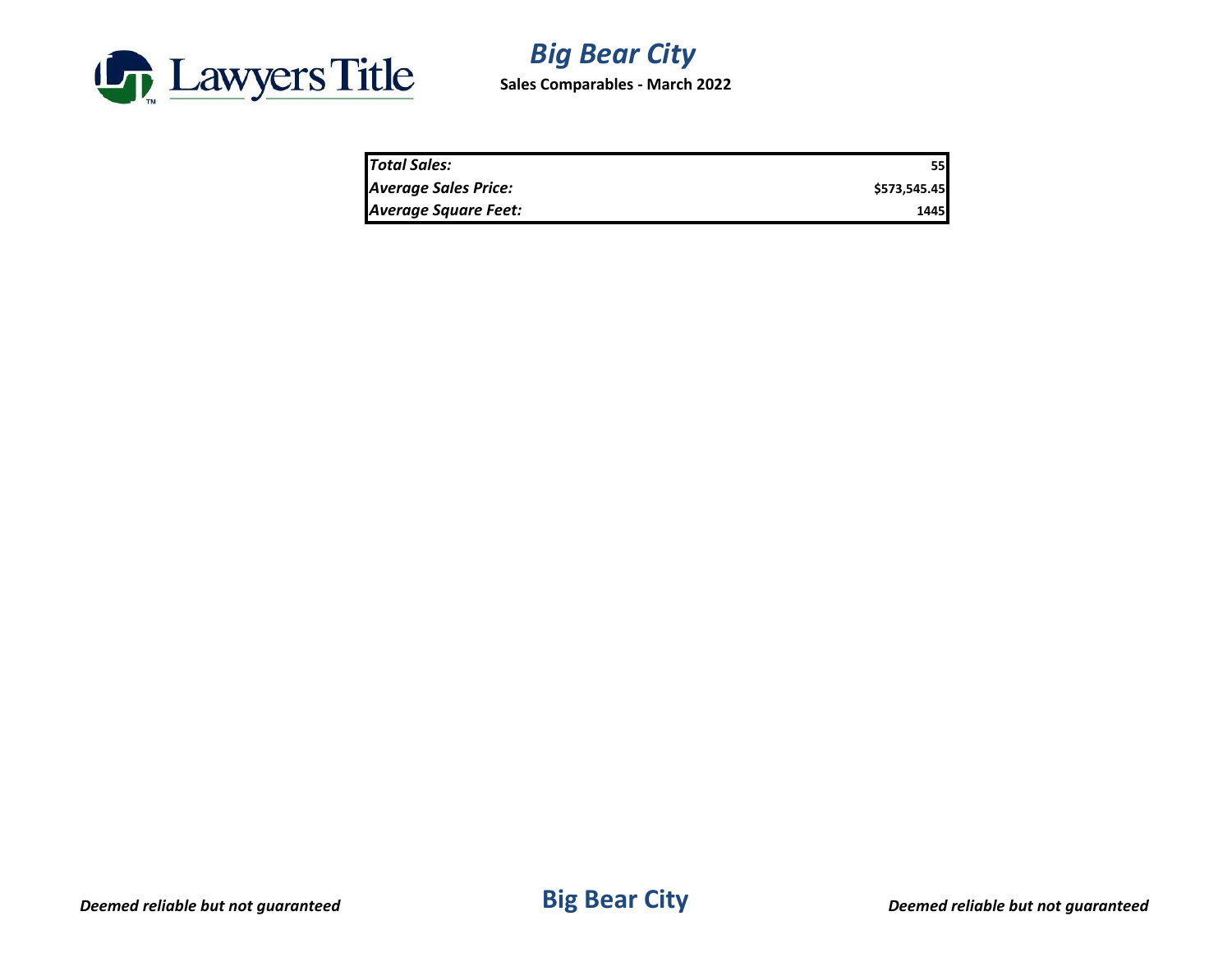# *Big Bear City*

**Sales Comparables - March 2022**

| | |
|---|---|
| ***Total Sales:*** | **55** |
| ***Average Sales Price:*** | **$573,545.45** |
| ***Average Square Feet:*** | **1445** |